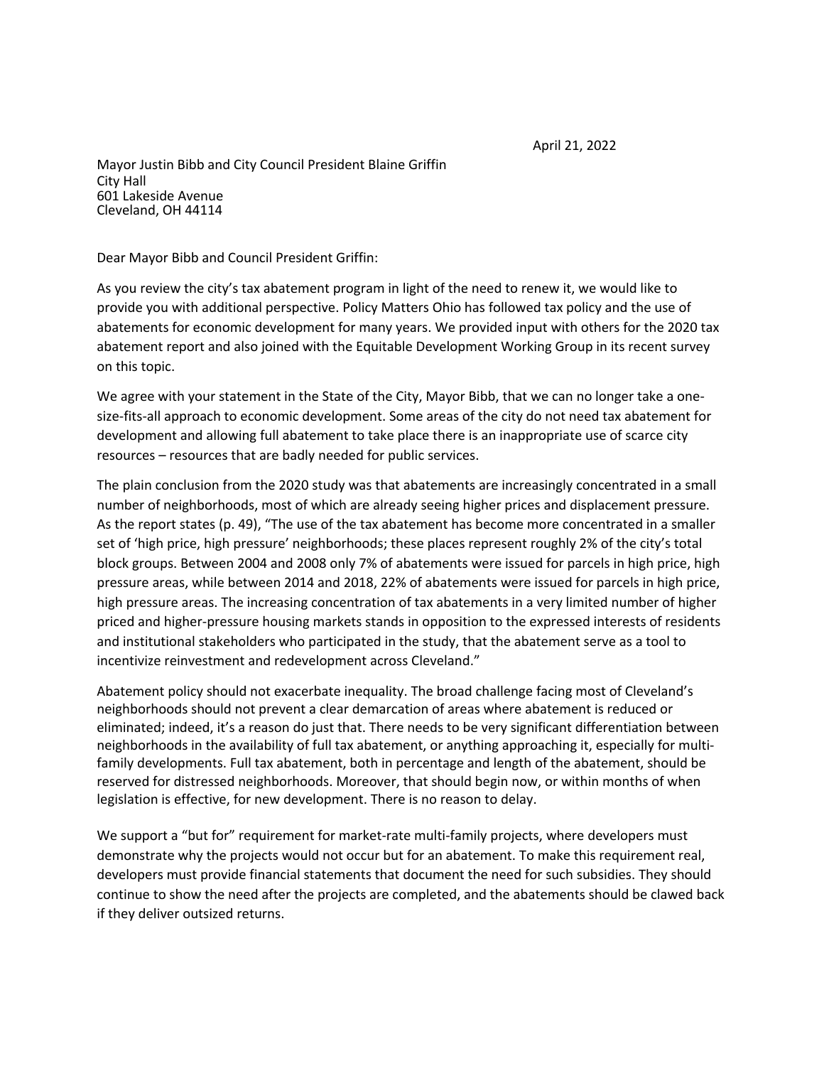April 21, 2022

Mayor Justin Bibb and City Council President Blaine Griffin
City Hall
601 Lakeside Avenue
Cleveland, OH 44114

Dear Mayor Bibb and Council President Griffin:

As you review the city's tax abatement program in light of the need to renew it, we would like to provide you with additional perspective. Policy Matters Ohio has followed tax policy and the use of abatements for economic development for many years. We provided input with others for the 2020 tax abatement report and also joined with the Equitable Development Working Group in its recent survey on this topic.

We agree with your statement in the State of the City, Mayor Bibb, that we can no longer take a one-size-fits-all approach to economic development. Some areas of the city do not need tax abatement for development and allowing full abatement to take place there is an inappropriate use of scarce city resources – resources that are badly needed for public services.

The plain conclusion from the 2020 study was that abatements are increasingly concentrated in a small number of neighborhoods, most of which are already seeing higher prices and displacement pressure. As the report states (p. 49), "The use of the tax abatement has become more concentrated in a smaller set of 'high price, high pressure' neighborhoods; these places represent roughly 2% of the city's total block groups. Between 2004 and 2008 only 7% of abatements were issued for parcels in high price, high pressure areas, while between 2014 and 2018, 22% of abatements were issued for parcels in high price, high pressure areas. The increasing concentration of tax abatements in a very limited number of higher priced and higher-pressure housing markets stands in opposition to the expressed interests of residents and institutional stakeholders who participated in the study, that the abatement serve as a tool to incentivize reinvestment and redevelopment across Cleveland."

Abatement policy should not exacerbate inequality. The broad challenge facing most of Cleveland's neighborhoods should not prevent a clear demarcation of areas where abatement is reduced or eliminated; indeed, it's a reason do just that. There needs to be very significant differentiation between neighborhoods in the availability of full tax abatement, or anything approaching it, especially for multi-family developments. Full tax abatement, both in percentage and length of the abatement, should be reserved for distressed neighborhoods. Moreover, that should begin now, or within months of when legislation is effective, for new development. There is no reason to delay.

We support a "but for" requirement for market-rate multi-family projects, where developers must demonstrate why the projects would not occur but for an abatement. To make this requirement real, developers must provide financial statements that document the need for such subsidies. They should continue to show the need after the projects are completed, and the abatements should be clawed back if they deliver outsized returns.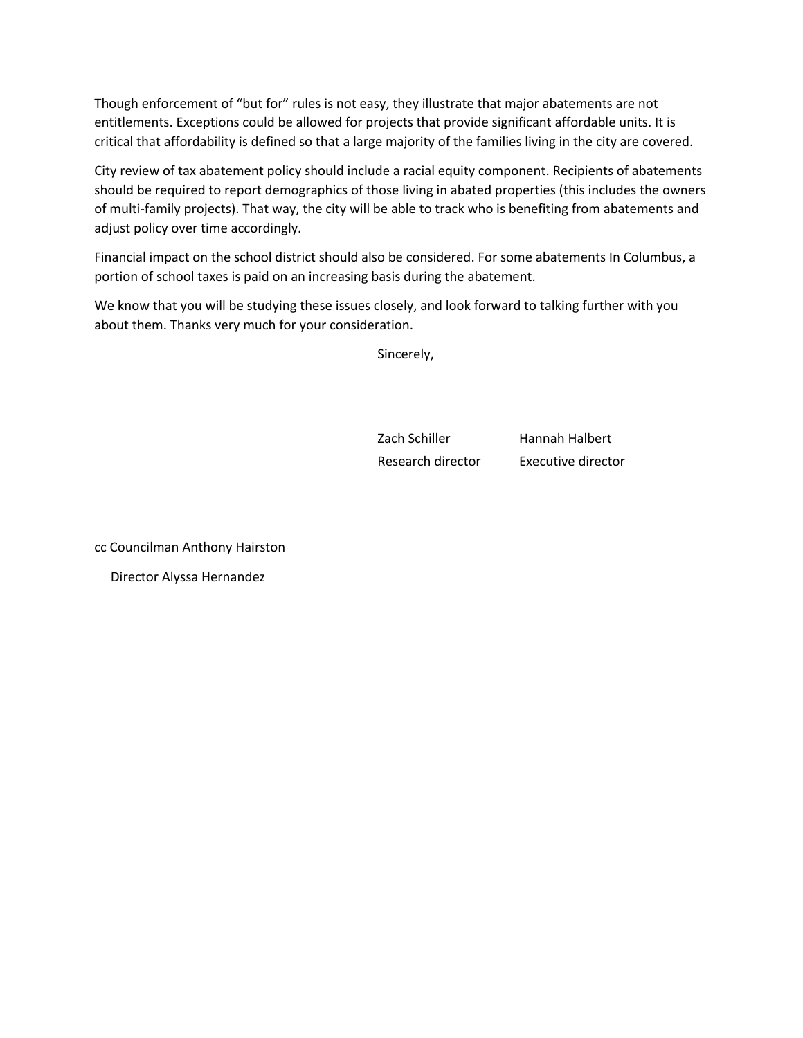Though enforcement of "but for" rules is not easy, they illustrate that major abatements are not entitlements. Exceptions could be allowed for projects that provide significant affordable units. It is critical that affordability is defined so that a large majority of the families living in the city are covered.

City review of tax abatement policy should include a racial equity component. Recipients of abatements should be required to report demographics of those living in abated properties (this includes the owners of multi-family projects). That way, the city will be able to track who is benefiting from abatements and adjust policy over time accordingly.

Financial impact on the school district should also be considered. For some abatements In Columbus, a portion of school taxes is paid on an increasing basis during the abatement.

We know that you will be studying these issues closely, and look forward to talking further with you about them. Thanks very much for your consideration.

Sincerely,

Zach Schiller
Research director

Hannah Halbert
Executive director

cc Councilman Anthony Hairston

Director Alyssa Hernandez